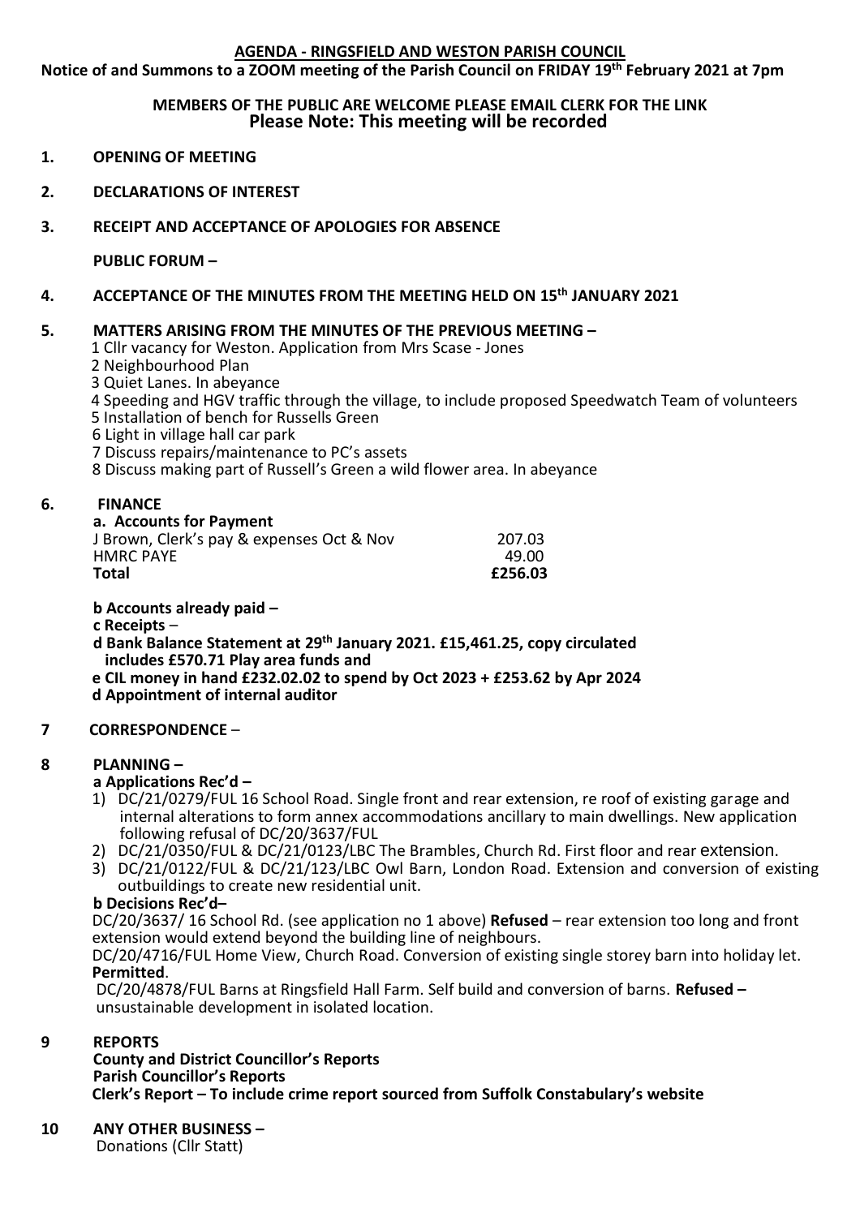# AGENDA - RINGSFIELD AND WESTON PARISH COUNCIL

**Notice of and Summons to a ZOOM meeting of the Parish Council on FRIDAY 19th February 2021 at 7pm**

**MEMBERS OF THE PUBLIC ARE WELCOME PLEASE EMAIL CLERK FOR THE LINK**
**Please Note: This meeting will be recorded**

**1. OPENING OF MEETING**

**2. DECLARATIONS OF INTEREST**

**3. RECEIPT AND ACCEPTANCE OF APOLOGIES FOR ABSENCE**

**PUBLIC FORUM –**

**4. ACCEPTANCE OF THE MINUTES FROM THE MEETING HELD ON 15th JANUARY 2021**

**5. MATTERS ARISING FROM THE MINUTES OF THE PREVIOUS MEETING –**

1 Cllr vacancy for Weston. Application from Mrs Scase - Jones
2 Neighbourhood Plan
3 Quiet Lanes. In abeyance
4 Speeding and HGV traffic through the village, to include proposed Speedwatch Team of volunteers
5 Installation of bench for Russells Green
6 Light in village hall car park
7 Discuss repairs/maintenance to PC's assets
8 Discuss making part of Russell's Green a wild flower area. In abeyance

**6. FINANCE**

**a. Accounts for Payment**

| | |
|---|---|
| J Brown, Clerk's pay & expenses Oct & Nov | 207.03 |
| HMRC PAYE | 49.00 |
| **Total** | **£256.03** |

**b Accounts already paid –**
**c Receipts** –
**d Bank Balance Statement at 29th January 2021. £15,461.25, copy circulated includes £570.71 Play area funds and**
**e CIL money in hand £232.02.02 to spend by Oct 2023 + £253.62 by Apr 2024**
**d Appointment of internal auditor**

**7 CORRESPONDENCE** –

**8 PLANNING –**

**a Applications Rec'd –**

1) DC/21/0279/FUL 16 School Road. Single front and rear extension, re roof of existing garage and internal alterations to form annex accommodations ancillary to main dwellings. New application following refusal of DC/20/3637/FUL
2) DC/21/0350/FUL & DC/21/0123/LBC The Brambles, Church Rd. First floor and rear extension.
3) DC/21/0122/FUL & DC/21/123/LBC Owl Barn, London Road. Extension and conversion of existing outbuildings to create new residential unit.

**b Decisions Rec'd–**

DC/20/3637/ 16 School Rd. (see application no 1 above) **Refused** – rear extension too long and front extension would extend beyond the building line of neighbours.
DC/20/4716/FUL Home View, Church Road. Conversion of existing single storey barn into holiday let. **Permitted**.
DC/20/4878/FUL Barns at Ringsfield Hall Farm. Self build and conversion of barns. **Refused –** unsustainable development in isolated location.

**9 REPORTS**

**County and District Councillor's Reports**
**Parish Councillor's Reports**
**Clerk's Report – To include crime report sourced from Suffolk Constabulary's website**

**10 ANY OTHER BUSINESS –**

Donations (Cllr Statt)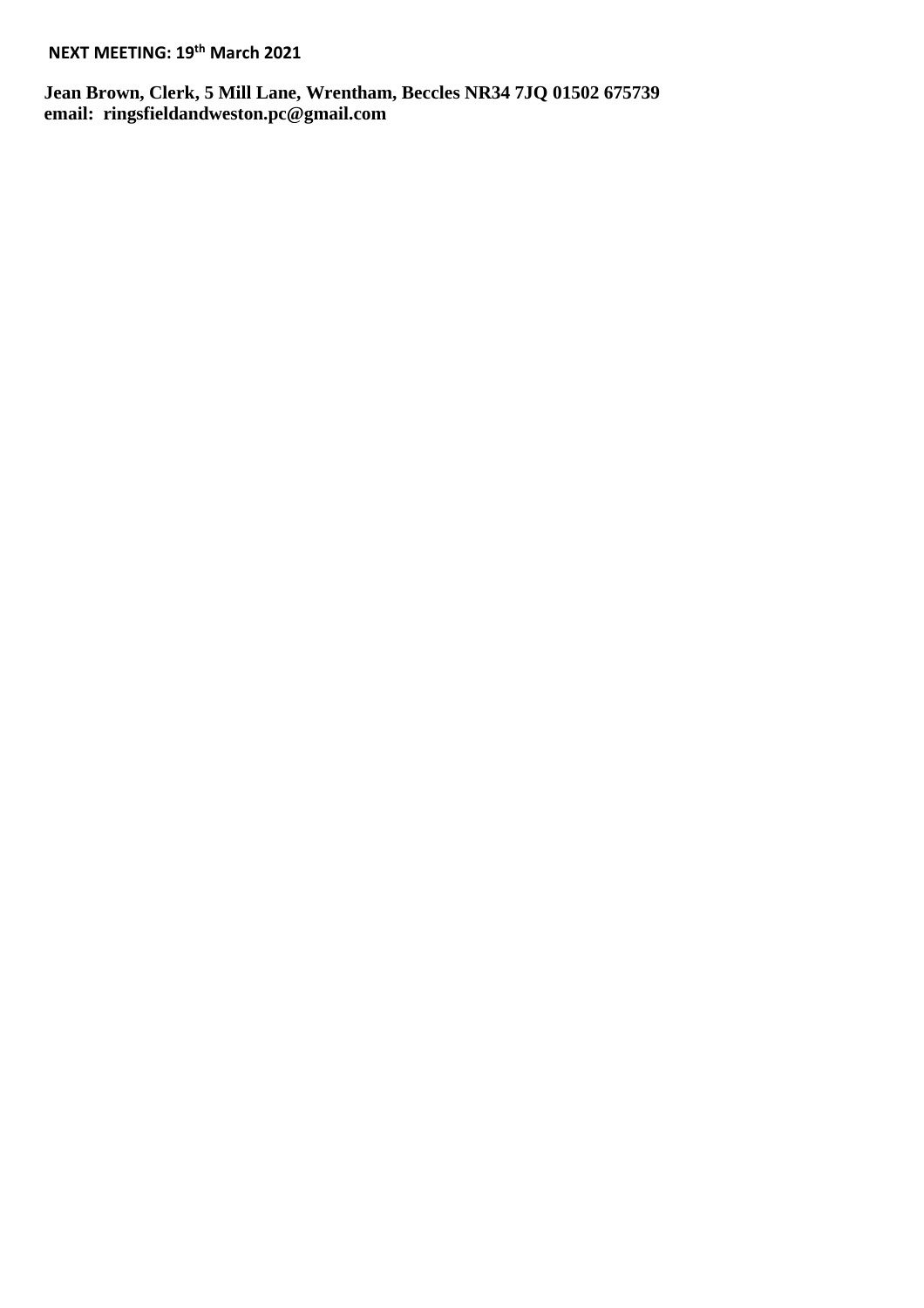**NEXT MEETING: 19th March 2021**

**Jean Brown, Clerk, 5 Mill Lane, Wrentham, Beccles NR34 7JQ 01502 675739**
**email: ringsfieldandweston.pc@gmail.com**